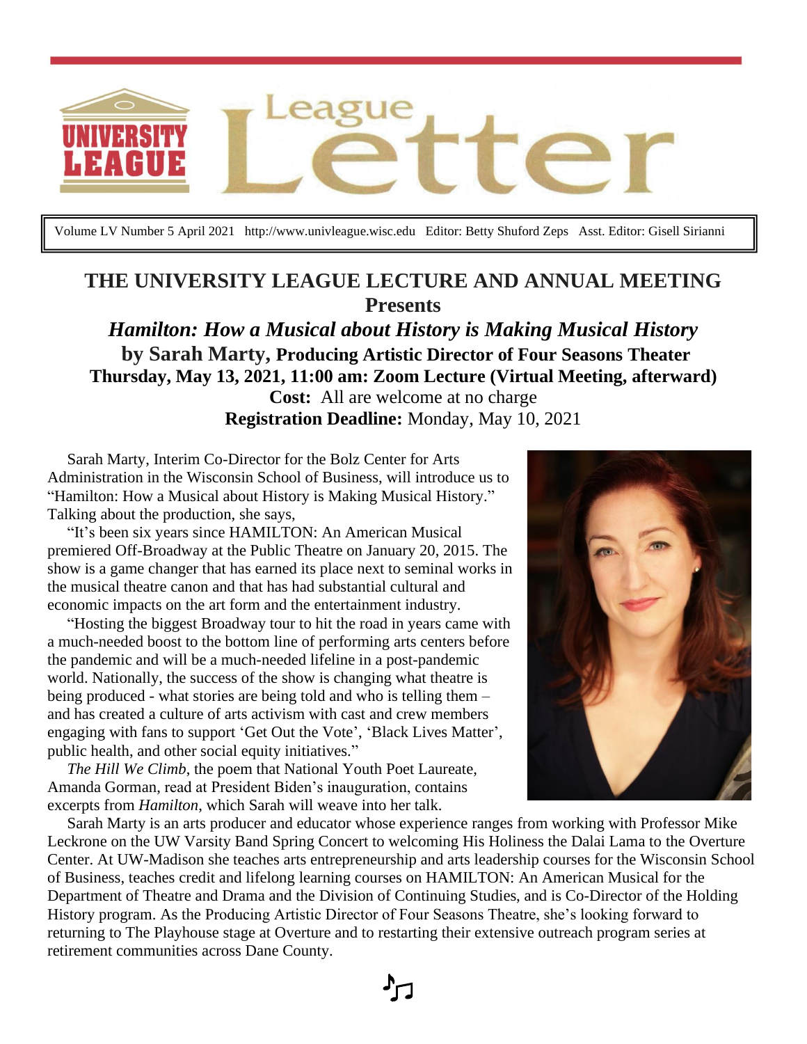# University League — League Letter

Volume LV Number 5 April 2021 http://www.univleague.wisc.edu Editor: Betty Shuford Zeps Asst. Editor: Gisell Sirianni

## THE UNIVERSITY LEAGUE LECTURE AND ANNUAL MEETING

**Presents**

***Hamilton: How a Musical about History is Making Musical History***

**by Sarah Marty, Producing Artistic Director of Four Seasons Theater**

**Thursday, May 13, 2021, 11:00 am: Zoom Lecture (Virtual Meeting, afterward)**

**Cost:** All are welcome at no charge

**Registration Deadline:** Monday, May 10, 2021

Sarah Marty, Interim Co-Director for the Bolz Center for Arts Administration in the Wisconsin School of Business, will introduce us to "Hamilton: How a Musical about History is Making Musical History." Talking about the production, she says,

"It's been six years since HAMILTON: An American Musical premiered Off-Broadway at the Public Theatre on January 20, 2015. The show is a game changer that has earned its place next to seminal works in the musical theatre canon and that has had substantial cultural and economic impacts on the art form and the entertainment industry.

"Hosting the biggest Broadway tour to hit the road in years came with a much-needed boost to the bottom line of performing arts centers before the pandemic and will be a much-needed lifeline in a post-pandemic world. Nationally, the success of the show is changing what theatre is being produced - what stories are being told and who is telling them – and has created a culture of arts activism with cast and crew members engaging with fans to support 'Get Out the Vote', 'Black Lives Matter', public health, and other social equity initiatives."

*The Hill We Climb*, the poem that National Youth Poet Laureate, Amanda Gorman, read at President Biden's inauguration, contains excerpts from *Hamilton*, which Sarah will weave into her talk.

Sarah Marty is an arts producer and educator whose experience ranges from working with Professor Mike Leckrone on the UW Varsity Band Spring Concert to welcoming His Holiness the Dalai Lama to the Overture Center. At UW-Madison she teaches arts entrepreneurship and arts leadership courses for the Wisconsin School of Business, teaches credit and lifelong learning courses on HAMILTON: An American Musical for the Department of Theatre and Drama and the Division of Continuing Studies, and is Co-Director of the Holding History program. As the Producing Artistic Director of Four Seasons Theatre, she's looking forward to returning to The Playhouse stage at Overture and to restarting their extensive outreach program series at retirement communities across Dane County.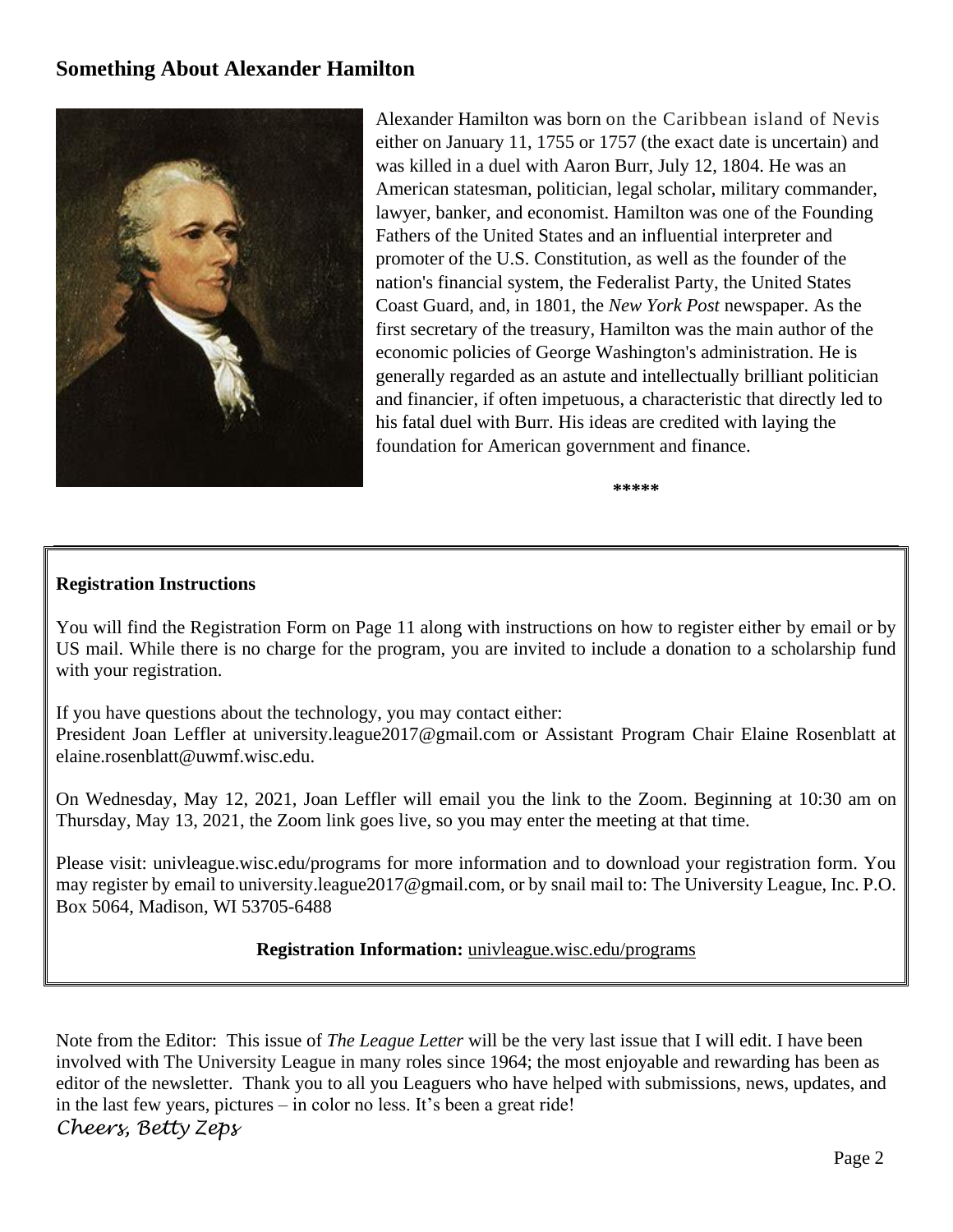## Something About Alexander Hamilton

Alexander Hamilton was born on the Caribbean island of Nevis either on January 11, 1755 or 1757 (the exact date is uncertain) and was killed in a duel with Aaron Burr, July 12, 1804. He was an American statesman, politician, legal scholar, military commander, lawyer, banker, and economist. Hamilton was one of the Founding Fathers of the United States and an influential interpreter and promoter of the U.S. Constitution, as well as the founder of the nation's financial system, the Federalist Party, the United States Coast Guard, and, in 1801, the *New York Post* newspaper. As the first secretary of the treasury, Hamilton was the main author of the economic policies of George Washington's administration. He is generally regarded as an astute and intellectually brilliant politician and financier, if often impetuous, a characteristic that directly led to his fatal duel with Burr. His ideas are credited with laying the foundation for American government and finance.

*****

**Registration Instructions**

You will find the Registration Form on Page 11 along with instructions on how to register either by email or by US mail. While there is no charge for the program, you are invited to include a donation to a scholarship fund with your registration.

If you have questions about the technology, you may contact either:
President Joan Leffler at university.league2017@gmail.com or Assistant Program Chair Elaine Rosenblatt at elaine.rosenblatt@uwmf.wisc.edu.

On Wednesday, May 12, 2021, Joan Leffler will email you the link to the Zoom. Beginning at 10:30 am on Thursday, May 13, 2021, the Zoom link goes live, so you may enter the meeting at that time.

Please visit: univleague.wisc.edu/programs for more information and to download your registration form. You may register by email to university.league2017@gmail.com, or by snail mail to: The University League, Inc. P.O. Box 5064, Madison, WI 53705-6488

**Registration Information:** univleague.wisc.edu/programs

Note from the Editor: This issue of *The League Letter* will be the very last issue that I will edit. I have been involved with The University League in many roles since 1964; the most enjoyable and rewarding has been as editor of the newsletter. Thank you to all you Leaguers who have helped with submissions, news, updates, and in the last few years, pictures – in color no less. It's been a great ride!

*Cheers, Betty Zeps*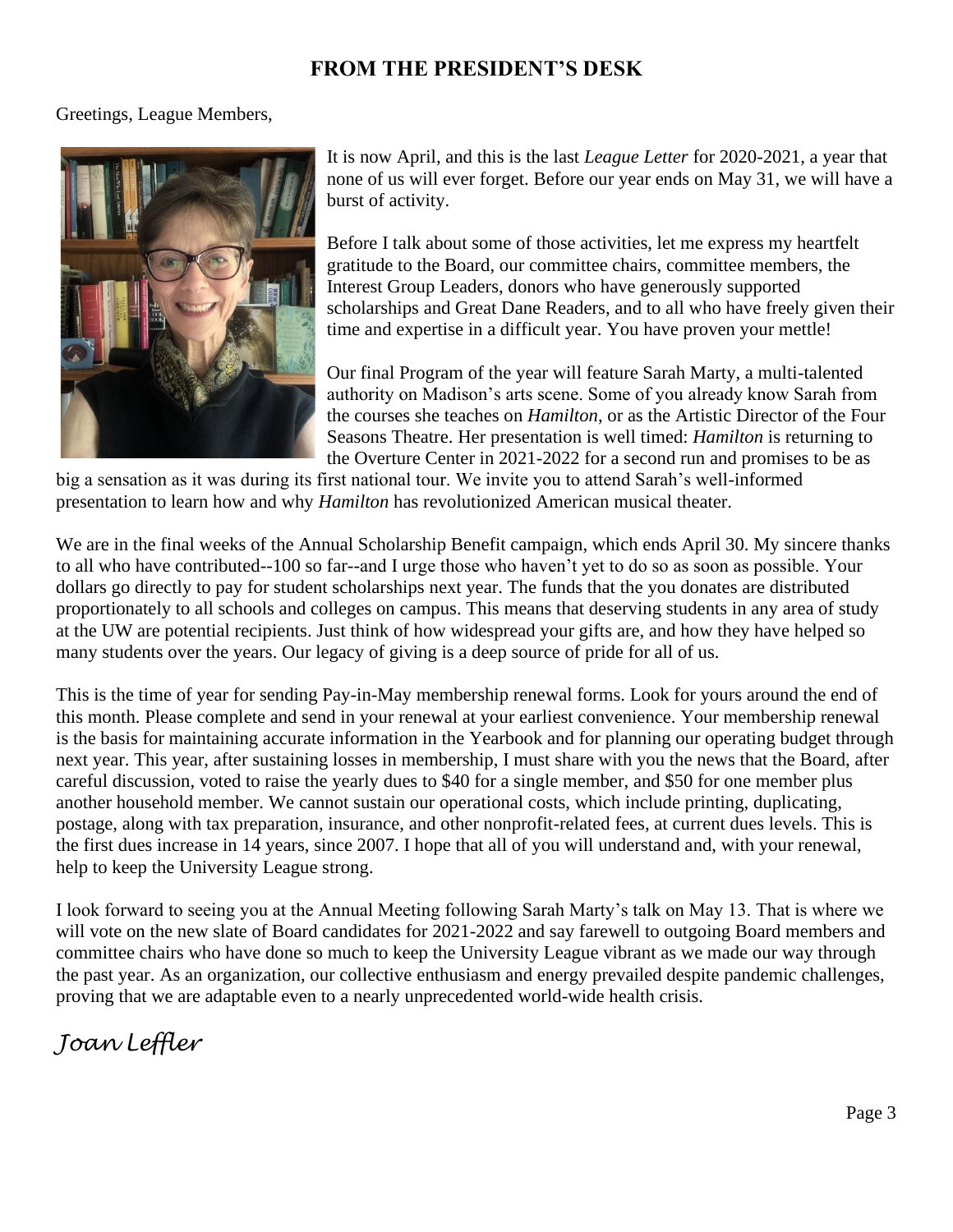## FROM THE PRESIDENT'S DESK

Greetings, League Members,

It is now April, and this is the last *League Letter* for 2020-2021, a year that none of us will ever forget. Before our year ends on May 31, we will have a burst of activity.

Before I talk about some of those activities, let me express my heartfelt gratitude to the Board, our committee chairs, committee members, the Interest Group Leaders, donors who have generously supported scholarships and Great Dane Readers, and to all who have freely given their time and expertise in a difficult year. You have proven your mettle!

Our final Program of the year will feature Sarah Marty, a multi-talented authority on Madison's arts scene. Some of you already know Sarah from the courses she teaches on *Hamilton*, or as the Artistic Director of the Four Seasons Theatre. Her presentation is well timed: *Hamilton* is returning to the Overture Center in 2021-2022 for a second run and promises to be as big a sensation as it was during its first national tour. We invite you to attend Sarah's well-informed presentation to learn how and why *Hamilton* has revolutionized American musical theater.

We are in the final weeks of the Annual Scholarship Benefit campaign, which ends April 30. My sincere thanks to all who have contributed--100 so far--and I urge those who haven't yet to do so as soon as possible. Your dollars go directly to pay for student scholarships next year. The funds that the you donates are distributed proportionately to all schools and colleges on campus. This means that deserving students in any area of study at the UW are potential recipients. Just think of how widespread your gifts are, and how they have helped so many students over the years. Our legacy of giving is a deep source of pride for all of us.

This is the time of year for sending Pay-in-May membership renewal forms. Look for yours around the end of this month. Please complete and send in your renewal at your earliest convenience. Your membership renewal is the basis for maintaining accurate information in the Yearbook and for planning our operating budget through next year. This year, after sustaining losses in membership, I must share with you the news that the Board, after careful discussion, voted to raise the yearly dues to $40 for a single member, and $50 for one member plus another household member. We cannot sustain our operational costs, which include printing, duplicating, postage, along with tax preparation, insurance, and other nonprofit-related fees, at current dues levels. This is the first dues increase in 14 years, since 2007. I hope that all of you will understand and, with your renewal, help to keep the University League strong.

I look forward to seeing you at the Annual Meeting following Sarah Marty's talk on May 13. That is where we will vote on the new slate of Board candidates for 2021-2022 and say farewell to outgoing Board members and committee chairs who have done so much to keep the University League vibrant as we made our way through the past year. As an organization, our collective enthusiasm and energy prevailed despite pandemic challenges, proving that we are adaptable even to a nearly unprecedented world-wide health crisis.

*Joan Leffler*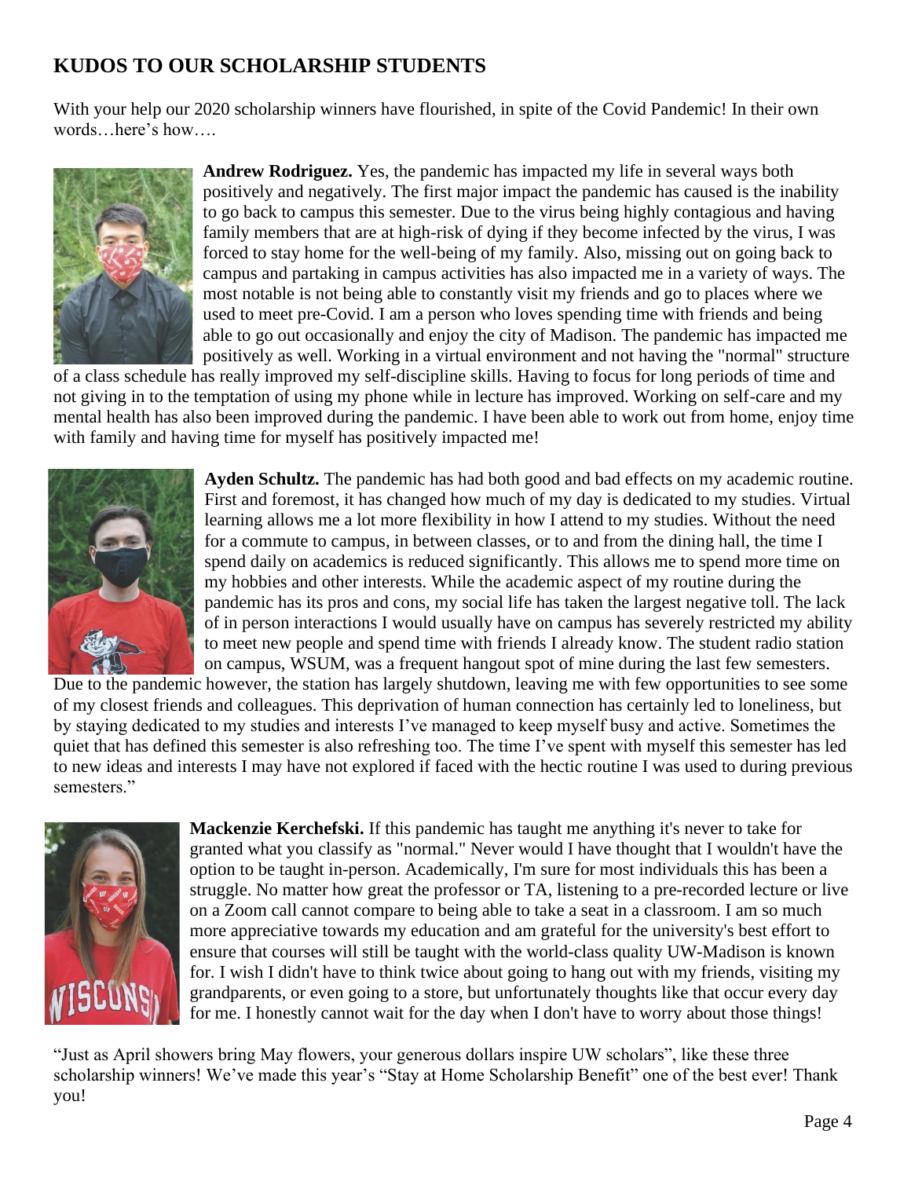## KUDOS TO OUR SCHOLARSHIP STUDENTS

With your help our 2020 scholarship winners have flourished, in spite of the Covid Pandemic! In their own words…here's how….

**Andrew Rodriguez.** Yes, the pandemic has impacted my life in several ways both positively and negatively. The first major impact the pandemic has caused is the inability to go back to campus this semester. Due to the virus being highly contagious and having family members that are at high-risk of dying if they become infected by the virus, I was forced to stay home for the well-being of my family. Also, missing out on going back to campus and partaking in campus activities has also impacted me in a variety of ways. The most notable is not being able to constantly visit my friends and go to places where we used to meet pre-Covid. I am a person who loves spending time with friends and being able to go out occasionally and enjoy the city of Madison. The pandemic has impacted me positively as well. Working in a virtual environment and not having the "normal" structure of a class schedule has really improved my self-discipline skills. Having to focus for long periods of time and not giving in to the temptation of using my phone while in lecture has improved. Working on self-care and my mental health has also been improved during the pandemic. I have been able to work out from home, enjoy time with family and having time for myself has positively impacted me!

**Ayden Schultz.** The pandemic has had both good and bad effects on my academic routine. First and foremost, it has changed how much of my day is dedicated to my studies. Virtual learning allows me a lot more flexibility in how I attend to my studies. Without the need for a commute to campus, in between classes, or to and from the dining hall, the time I spend daily on academics is reduced significantly. This allows me to spend more time on my hobbies and other interests. While the academic aspect of my routine during the pandemic has its pros and cons, my social life has taken the largest negative toll. The lack of in person interactions I would usually have on campus has severely restricted my ability to meet new people and spend time with friends I already know. The student radio station on campus, WSUM, was a frequent hangout spot of mine during the last few semesters. Due to the pandemic however, the station has largely shutdown, leaving me with few opportunities to see some of my closest friends and colleagues. This deprivation of human connection has certainly led to loneliness, but by staying dedicated to my studies and interests I've managed to keep myself busy and active. Sometimes the quiet that has defined this semester is also refreshing too. The time I've spent with myself this semester has led to new ideas and interests I may have not explored if faced with the hectic routine I was used to during previous semesters."

**Mackenzie Kerchefski.** If this pandemic has taught me anything it's never to take for granted what you classify as "normal." Never would I have thought that I wouldn't have the option to be taught in-person. Academically, I'm sure for most individuals this has been a struggle. No matter how great the professor or TA, listening to a pre-recorded lecture or live on a Zoom call cannot compare to being able to take a seat in a classroom. I am so much more appreciative towards my education and am grateful for the university's best effort to ensure that courses will still be taught with the world-class quality UW-Madison is known for. I wish I didn't have to think twice about going to hang out with my friends, visiting my grandparents, or even going to a store, but unfortunately thoughts like that occur every day for me. I honestly cannot wait for the day when I don't have to worry about those things!

"Just as April showers bring May flowers, your generous dollars inspire UW scholars", like these three scholarship winners! We've made this year's "Stay at Home Scholarship Benefit" one of the best ever! Thank you!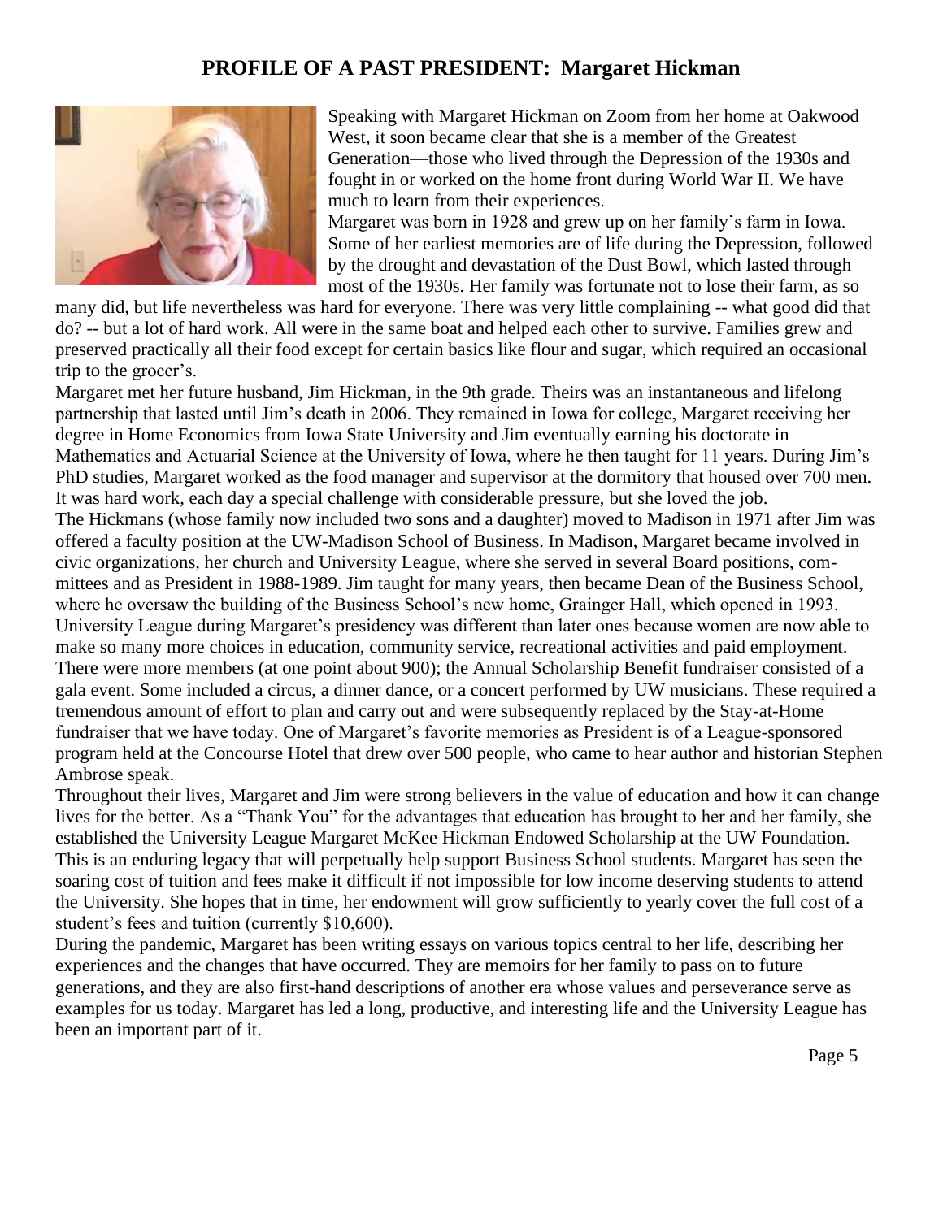## PROFILE OF A PAST PRESIDENT: Margaret Hickman

Speaking with Margaret Hickman on Zoom from her home at Oakwood West, it soon became clear that she is a member of the Greatest Generation—those who lived through the Depression of the 1930s and fought in or worked on the home front during World War II. We have much to learn from their experiences.

Margaret was born in 1928 and grew up on her family's farm in Iowa. Some of her earliest memories are of life during the Depression, followed by the drought and devastation of the Dust Bowl, which lasted through most of the 1930s. Her family was fortunate not to lose their farm, as so many did, but life nevertheless was hard for everyone. There was very little complaining -- what good did that do? -- but a lot of hard work. All were in the same boat and helped each other to survive. Families grew and preserved practically all their food except for certain basics like flour and sugar, which required an occasional trip to the grocer's.

Margaret met her future husband, Jim Hickman, in the 9th grade. Theirs was an instantaneous and lifelong partnership that lasted until Jim's death in 2006. They remained in Iowa for college, Margaret receiving her degree in Home Economics from Iowa State University and Jim eventually earning his doctorate in Mathematics and Actuarial Science at the University of Iowa, where he then taught for 11 years. During Jim's PhD studies, Margaret worked as the food manager and supervisor at the dormitory that housed over 700 men. It was hard work, each day a special challenge with considerable pressure, but she loved the job.

The Hickmans (whose family now included two sons and a daughter) moved to Madison in 1971 after Jim was offered a faculty position at the UW-Madison School of Business. In Madison, Margaret became involved in civic organizations, her church and University League, where she served in several Board positions, committees and as President in 1988-1989. Jim taught for many years, then became Dean of the Business School, where he oversaw the building of the Business School's new home, Grainger Hall, which opened in 1993.

University League during Margaret's presidency was different than later ones because women are now able to make so many more choices in education, community service, recreational activities and paid employment. There were more members (at one point about 900); the Annual Scholarship Benefit fundraiser consisted of a gala event. Some included a circus, a dinner dance, or a concert performed by UW musicians. These required a tremendous amount of effort to plan and carry out and were subsequently replaced by the Stay-at-Home fundraiser that we have today. One of Margaret's favorite memories as President is of a League-sponsored program held at the Concourse Hotel that drew over 500 people, who came to hear author and historian Stephen Ambrose speak.

Throughout their lives, Margaret and Jim were strong believers in the value of education and how it can change lives for the better. As a "Thank You" for the advantages that education has brought to her and her family, she established the University League Margaret McKee Hickman Endowed Scholarship at the UW Foundation. This is an enduring legacy that will perpetually help support Business School students. Margaret has seen the soaring cost of tuition and fees make it difficult if not impossible for low income deserving students to attend the University. She hopes that in time, her endowment will grow sufficiently to yearly cover the full cost of a student's fees and tuition (currently $10,600).

During the pandemic, Margaret has been writing essays on various topics central to her life, describing her experiences and the changes that have occurred. They are memoirs for her family to pass on to future generations, and they are also first-hand descriptions of another era whose values and perseverance serve as examples for us today. Margaret has led a long, productive, and interesting life and the University League has been an important part of it.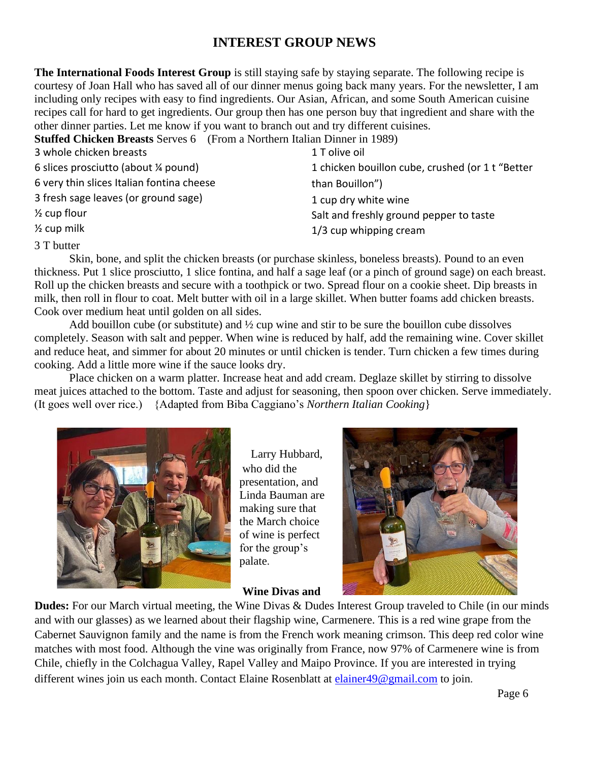# INTEREST GROUP NEWS

**The International Foods Interest Group** is still staying safe by staying separate. The following recipe is courtesy of Joan Hall who has saved all of our dinner menus going back many years. For the newsletter, I am including only recipes with easy to find ingredients. Our Asian, African, and some South American cuisine recipes call for hard to get ingredients. Our group then has one person buy that ingredient and share with the other dinner parties. Let me know if you want to branch out and try different cuisines.

**Stuffed Chicken Breasts** Serves 6 (From a Northern Italian Dinner in 1989)

- 3 whole chicken breasts
- 6 slices prosciutto (about ¼ pound)
- 6 very thin slices Italian fontina cheese
- 3 fresh sage leaves (or ground sage)
- ½ cup flour
- ½ cup milk
- 3 T butter
- 1 T olive oil
- 1 chicken bouillon cube, crushed (or 1 t "Better than Bouillon")
- 1 cup dry white wine
- Salt and freshly ground pepper to taste
- 1/3 cup whipping cream

Skin, bone, and split the chicken breasts (or purchase skinless, boneless breasts). Pound to an even thickness. Put 1 slice prosciutto, 1 slice fontina, and half a sage leaf (or a pinch of ground sage) on each breast. Roll up the chicken breasts and secure with a toothpick or two. Spread flour on a cookie sheet. Dip breasts in milk, then roll in flour to coat. Melt butter with oil in a large skillet. When butter foams add chicken breasts. Cook over medium heat until golden on all sides.

Add bouillon cube (or substitute) and ½ cup wine and stir to be sure the bouillon cube dissolves completely. Season with salt and pepper. When wine is reduced by half, add the remaining wine. Cover skillet and reduce heat, and simmer for about 20 minutes or until chicken is tender. Turn chicken a few times during cooking. Add a little more wine if the sauce looks dry.

Place chicken on a warm platter. Increase heat and add cream. Deglaze skillet by stirring to dissolve meat juices attached to the bottom. Taste and adjust for seasoning, then spoon over chicken. Serve immediately. (It goes well over rice.) {Adapted from Biba Caggiano's *Northern Italian Cooking*}

Larry Hubbard, who did the presentation, and Linda Bauman are making sure that the March choice of wine is perfect for the group's palate.

**Wine Divas and Dudes:** For our March virtual meeting, the Wine Divas & Dudes Interest Group traveled to Chile (in our minds and with our glasses) as we learned about their flagship wine, Carmenere. This is a red wine grape from the Cabernet Sauvignon family and the name is from the French work meaning crimson. This deep red color wine matches with most food. Although the vine was originally from France, now 97% of Carmenere wine is from Chile, chiefly in the Colchagua Valley, Rapel Valley and Maipo Province. If you are interested in trying different wines join us each month. Contact Elaine Rosenblatt at elainer49@gmail.com to join.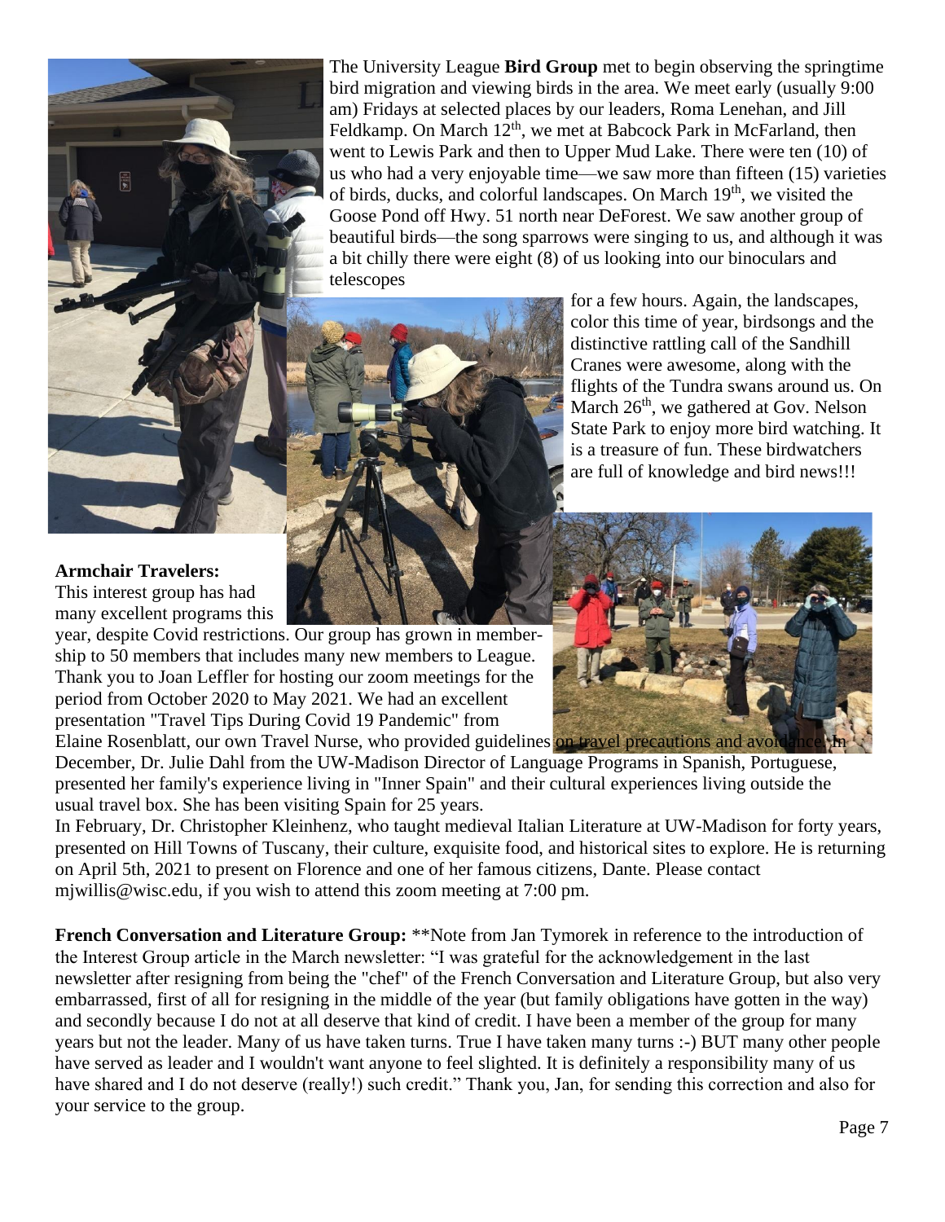The University League **Bird Group** met to begin observing the springtime bird migration and viewing birds in the area. We meet early (usually 9:00 am) Fridays at selected places by our leaders, Roma Lenehan, and Jill Feldkamp. On March 12th, we met at Babcock Park in McFarland, then went to Lewis Park and then to Upper Mud Lake. There were ten (10) of us who had a very enjoyable time—we saw more than fifteen (15) varieties of birds, ducks, and colorful landscapes. On March 19th, we visited the Goose Pond off Hwy. 51 north near DeForest. We saw another group of beautiful birds—the song sparrows were singing to us, and although it was a bit chilly there were eight (8) of us looking into our binoculars and telescopes for a few hours. Again, the landscapes, color this time of year, birdsongs and the distinctive rattling call of the Sandhill Cranes were awesome, along with the flights of the Tundra swans around us. On March 26th, we gathered at Gov. Nelson State Park to enjoy more bird watching. It is a treasure of fun. These birdwatchers are full of knowledge and bird news!!!

**Armchair Travelers:**
This interest group has had many excellent programs this year, despite Covid restrictions. Our group has grown in membership to 50 members that includes many new members to League. Thank you to Joan Leffler for hosting our zoom meetings for the period from October 2020 to May 2021. We had an excellent presentation "Travel Tips During Covid 19 Pandemic" from Elaine Rosenblatt, our own Travel Nurse, who provided guidelines on travel precautions and avoidance. In December, Dr. Julie Dahl from the UW-Madison Director of Language Programs in Spanish, Portuguese, presented her family's experience living in "Inner Spain" and their cultural experiences living outside the usual travel box. She has been visiting Spain for 25 years.
In February, Dr. Christopher Kleinhenz, who taught medieval Italian Literature at UW-Madison for forty years, presented on Hill Towns of Tuscany, their culture, exquisite food, and historical sites to explore. He is returning on April 5th, 2021 to present on Florence and one of her famous citizens, Dante. Please contact mjwillis@wisc.edu, if you wish to attend this zoom meeting at 7:00 pm.

**French Conversation and Literature Group:** **Note from Jan Tymorek in reference to the introduction of the Interest Group article in the March newsletter: "I was grateful for the acknowledgement in the last newsletter after resigning from being the "chef" of the French Conversation and Literature Group, but also very embarrassed, first of all for resigning in the middle of the year (but family obligations have gotten in the way) and secondly because I do not at all deserve that kind of credit. I have been a member of the group for many years but not the leader. Many of us have taken turns. True I have taken many turns :-) BUT many other people have served as leader and I wouldn't want anyone to feel slighted. It is definitely a responsibility many of us have shared and I do not deserve (really!) such credit." Thank you, Jan, for sending this correction and also for your service to the group.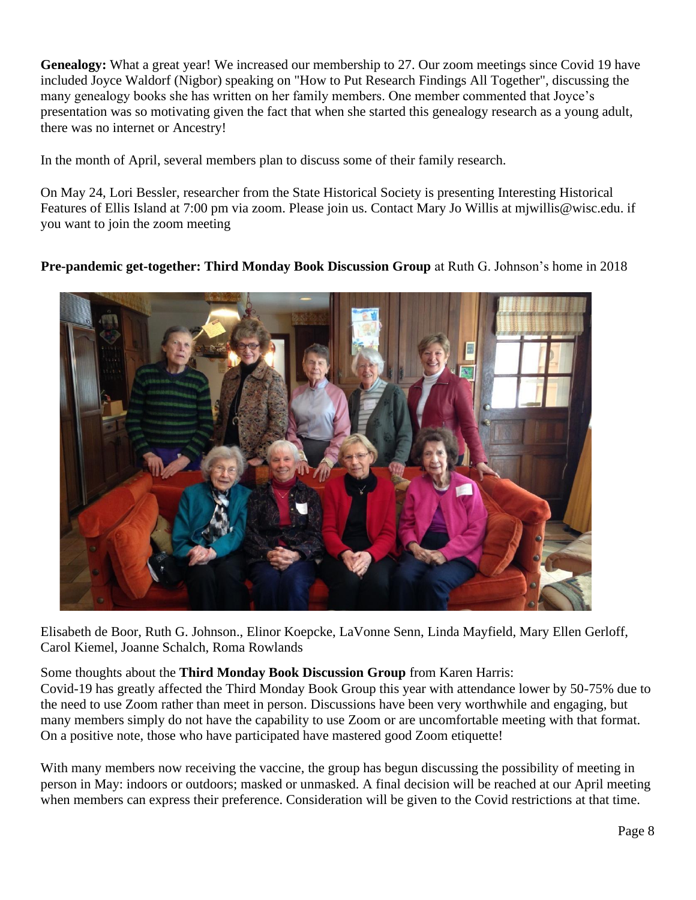**Genealogy:** What a great year! We increased our membership to 27. Our zoom meetings since Covid 19 have included Joyce Waldorf (Nigbor) speaking on "How to Put Research Findings All Together", discussing the many genealogy books she has written on her family members. One member commented that Joyce's presentation was so motivating given the fact that when she started this genealogy research as a young adult, there was no internet or Ancestry!

In the month of April, several members plan to discuss some of their family research.

On May 24, Lori Bessler, researcher from the State Historical Society is presenting Interesting Historical Features of Ellis Island at 7:00 pm via zoom. Please join us. Contact Mary Jo Willis at mjwillis@wisc.edu. if you want to join the zoom meeting

**Pre-pandemic get-together: Third Monday Book Discussion Group** at Ruth G. Johnson's home in 2018

Elisabeth de Boor, Ruth G. Johnson., Elinor Koepcke, LaVonne Senn, Linda Mayfield, Mary Ellen Gerloff, Carol Kiemel, Joanne Schalch, Roma Rowlands

Some thoughts about the **Third Monday Book Discussion Group** from Karen Harris:
Covid-19 has greatly affected the Third Monday Book Group this year with attendance lower by 50-75% due to the need to use Zoom rather than meet in person. Discussions have been very worthwhile and engaging, but many members simply do not have the capability to use Zoom or are uncomfortable meeting with that format. On a positive note, those who have participated have mastered good Zoom etiquette!

With many members now receiving the vaccine, the group has begun discussing the possibility of meeting in person in May: indoors or outdoors; masked or unmasked. A final decision will be reached at our April meeting when members can express their preference. Consideration will be given to the Covid restrictions at that time.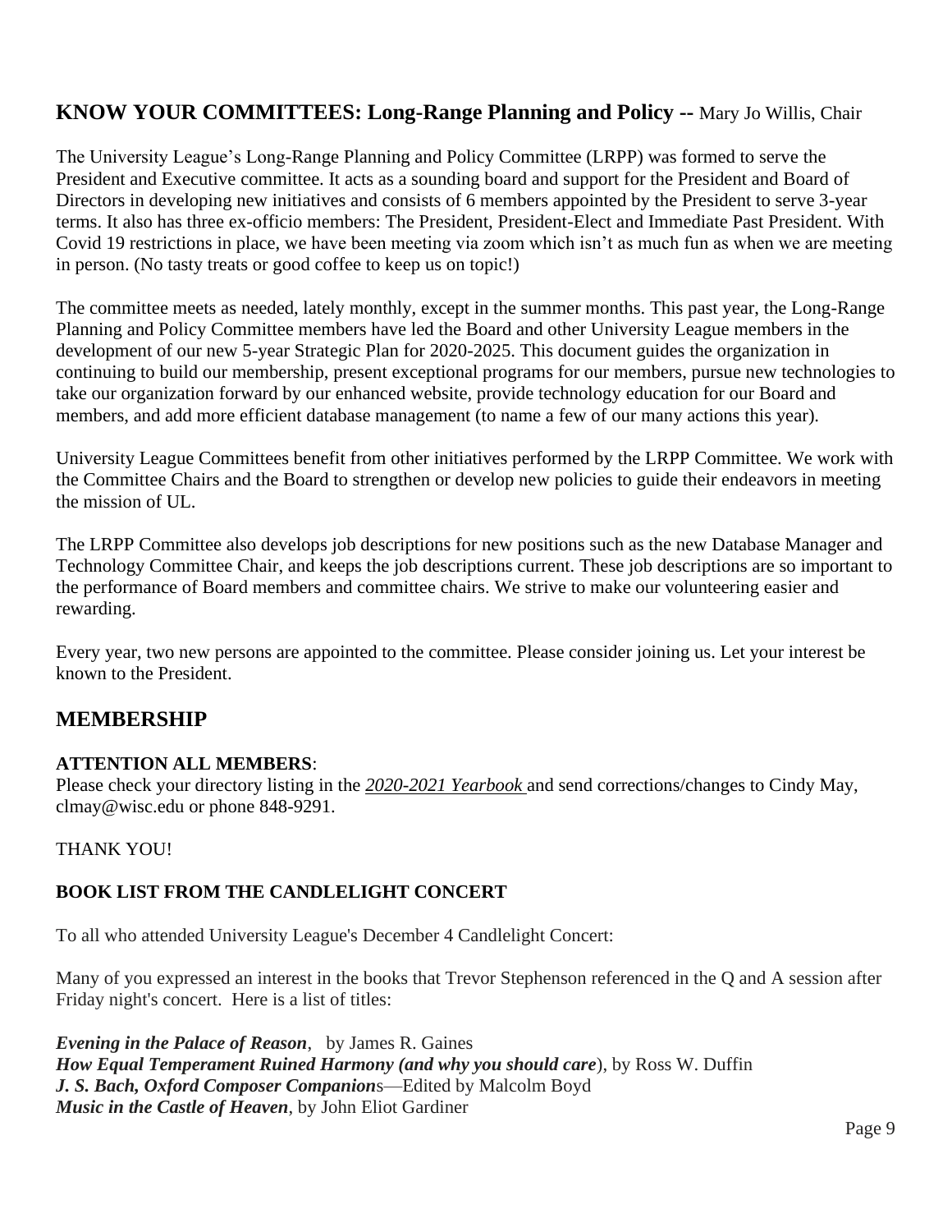## KNOW YOUR COMMITTEES: Long-Range Planning and Policy -- Mary Jo Willis, Chair

The University League's Long-Range Planning and Policy Committee (LRPP) was formed to serve the President and Executive committee. It acts as a sounding board and support for the President and Board of Directors in developing new initiatives and consists of 6 members appointed by the President to serve 3-year terms. It also has three ex-officio members: The President, President-Elect and Immediate Past President. With Covid 19 restrictions in place, we have been meeting via zoom which isn't as much fun as when we are meeting in person. (No tasty treats or good coffee to keep us on topic!)

The committee meets as needed, lately monthly, except in the summer months. This past year, the Long-Range Planning and Policy Committee members have led the Board and other University League members in the development of our new 5-year Strategic Plan for 2020-2025. This document guides the organization in continuing to build our membership, present exceptional programs for our members, pursue new technologies to take our organization forward by our enhanced website, provide technology education for our Board and members, and add more efficient database management (to name a few of our many actions this year).

University League Committees benefit from other initiatives performed by the LRPP Committee. We work with the Committee Chairs and the Board to strengthen or develop new policies to guide their endeavors in meeting the mission of UL.

The LRPP Committee also develops job descriptions for new positions such as the new Database Manager and Technology Committee Chair, and keeps the job descriptions current. These job descriptions are so important to the performance of Board members and committee chairs. We strive to make our volunteering easier and rewarding.

Every year, two new persons are appointed to the committee. Please consider joining us. Let your interest be known to the President.

## MEMBERSHIP

**ATTENTION ALL MEMBERS**:
Please check your directory listing in the ***2020-2021 Yearbook*** and send corrections/changes to Cindy May, clmay@wisc.edu or phone 848-9291.

THANK YOU!

### BOOK LIST FROM THE CANDLELIGHT CONCERT

To all who attended University League's December 4 Candlelight Concert:

Many of you expressed an interest in the books that Trevor Stephenson referenced in the Q and A session after Friday night's concert. Here is a list of titles:

***Evening in the Palace of Reason***, by James R. Gaines
***How Equal Temperament Ruined Harmony (and why you should care***), by Ross W. Duffin
***J. S. Bach, Oxford Composer Companion***s—Edited by Malcolm Boyd
***Music in the Castle of Heaven***, by John Eliot Gardiner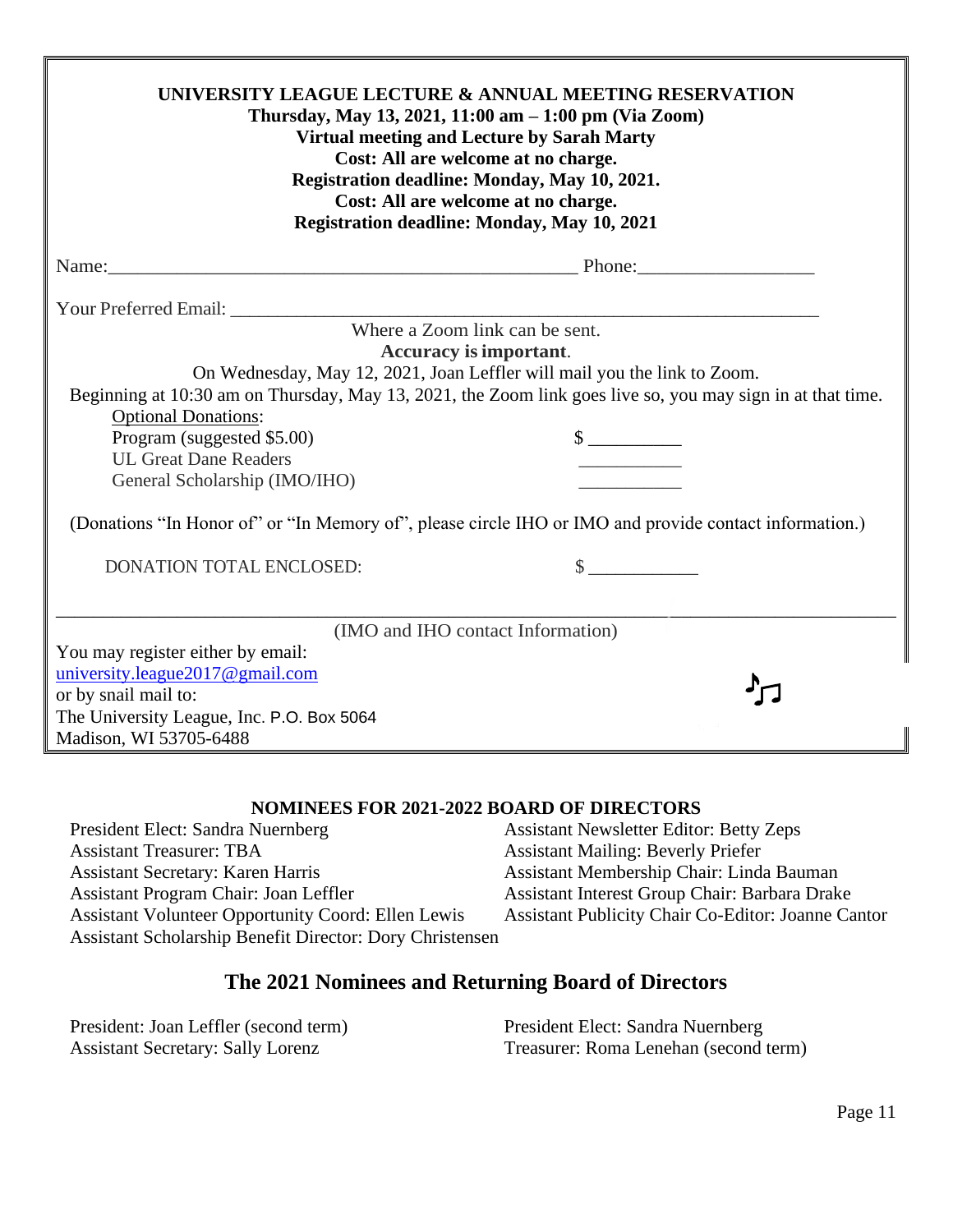**UNIVERSITY LEAGUE LECTURE & ANNUAL MEETING RESERVATION**
**Thursday, May 13, 2021, 11:00 am – 1:00 pm (Via Zoom)**
**Virtual meeting and Lecture by Sarah Marty**
**Cost: All are welcome at no charge.**
**Registration deadline: Monday, May 10, 2021.**
**Cost: All are welcome at no charge.**
**Registration deadline: Monday, May 10, 2021**

Name:_______________________________________________ Phone:__________________

Your Preferred Email: ______________________________________________________________

Where a Zoom link can be sent.
**Accuracy is important**.
On Wednesday, May 12, 2021, Joan Leffler will mail you the link to Zoom.
Beginning at 10:30 am on Thursday, May 13, 2021, the Zoom link goes live so, you may sign in at that time.

Optional Donations:

| | |
|---|---|
| Program (suggested $5.00) | $ __________ |
| UL Great Dane Readers | __________ |
| General Scholarship (IMO/IHO) | __________ |

(Donations "In Honor of" or "In Memory of", please circle IHO or IMO and provide contact information.)

DONATION TOTAL ENCLOSED: $ ____________

_____________________________________________________________________________________

(IMO and IHO contact Information)

You may register either by email:
university.league2017@gmail.com
or by snail mail to:
The University League, Inc. P.O. Box 5064
Madison, WI 53705-6488

## NOMINEES FOR 2021-2022 BOARD OF DIRECTORS

President Elect: Sandra Nuernberg
Assistant Treasurer: TBA
Assistant Secretary: Karen Harris
Assistant Program Chair: Joan Leffler
Assistant Volunteer Opportunity Coord: Ellen Lewis
Assistant Scholarship Benefit Director: Dory Christensen
Assistant Newsletter Editor: Betty Zeps
Assistant Mailing: Beverly Priefer
Assistant Membership Chair: Linda Bauman
Assistant Interest Group Chair: Barbara Drake
Assistant Publicity Chair Co-Editor: Joanne Cantor

## The 2021 Nominees and Returning Board of Directors

President: Joan Leffler (second term)
Assistant Secretary: Sally Lorenz
President Elect: Sandra Nuernberg
Treasurer: Roma Lenehan (second term)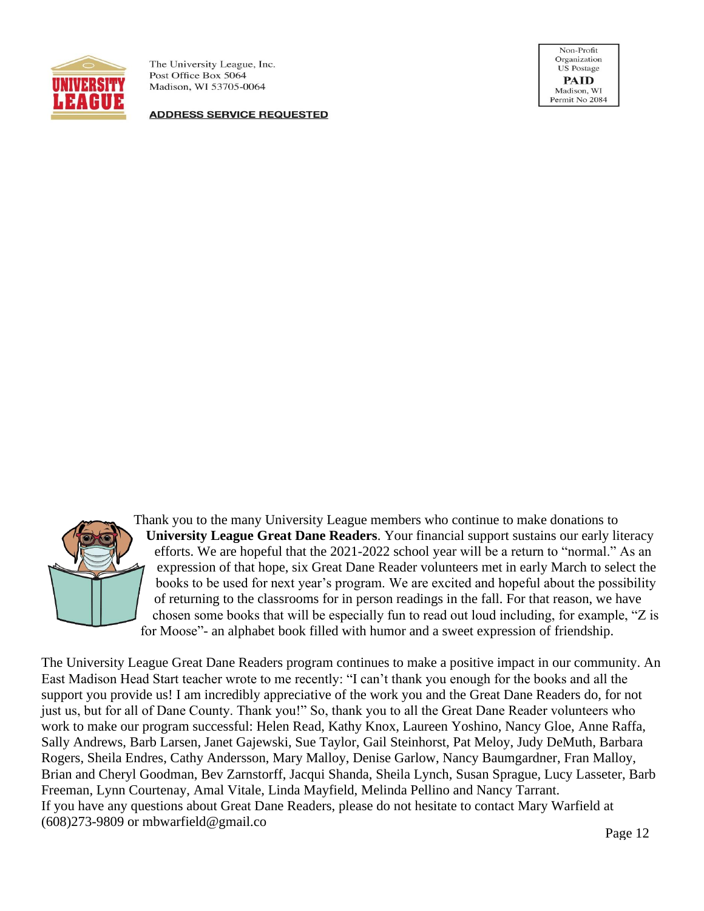The University League, Inc.
Post Office Box 5064
Madison, WI 53705-0064

**ADDRESS SERVICE REQUESTED**

Non-Profit
Organization
US Postage
**PAID**
Madison, WI
Permit No 2084

Thank you to the many University League members who continue to make donations to **University League Great Dane Readers**. Your financial support sustains our early literacy efforts. We are hopeful that the 2021-2022 school year will be a return to "normal." As an expression of that hope, six Great Dane Reader volunteers met in early March to select the books to be used for next year's program. We are excited and hopeful about the possibility of returning to the classrooms for in person readings in the fall. For that reason, we have chosen some books that will be especially fun to read out loud including, for example, "Z is for Moose"- an alphabet book filled with humor and a sweet expression of friendship.

The University League Great Dane Readers program continues to make a positive impact in our community. An East Madison Head Start teacher wrote to me recently: "I can't thank you enough for the books and all the support you provide us! I am incredibly appreciative of the work you and the Great Dane Readers do, for not just us, but for all of Dane County. Thank you!" So, thank you to all the Great Dane Reader volunteers who work to make our program successful: Helen Read, Kathy Knox, Laureen Yoshino, Nancy Gloe, Anne Raffa, Sally Andrews, Barb Larsen, Janet Gajewski, Sue Taylor, Gail Steinhorst, Pat Meloy, Judy DeMuth, Barbara Rogers, Sheila Endres, Cathy Andersson, Mary Malloy, Denise Garlow, Nancy Baumgardner, Fran Malloy, Brian and Cheryl Goodman, Bev Zarnstorff, Jacqui Shanda, Sheila Lynch, Susan Sprague, Lucy Lasseter, Barb Freeman, Lynn Courtenay, Amal Vitale, Linda Mayfield, Melinda Pellino and Nancy Tarrant.
If you have any questions about Great Dane Readers, please do not hesitate to contact Mary Warfield at (608)273-9809 or mbwarfield@gmail.co